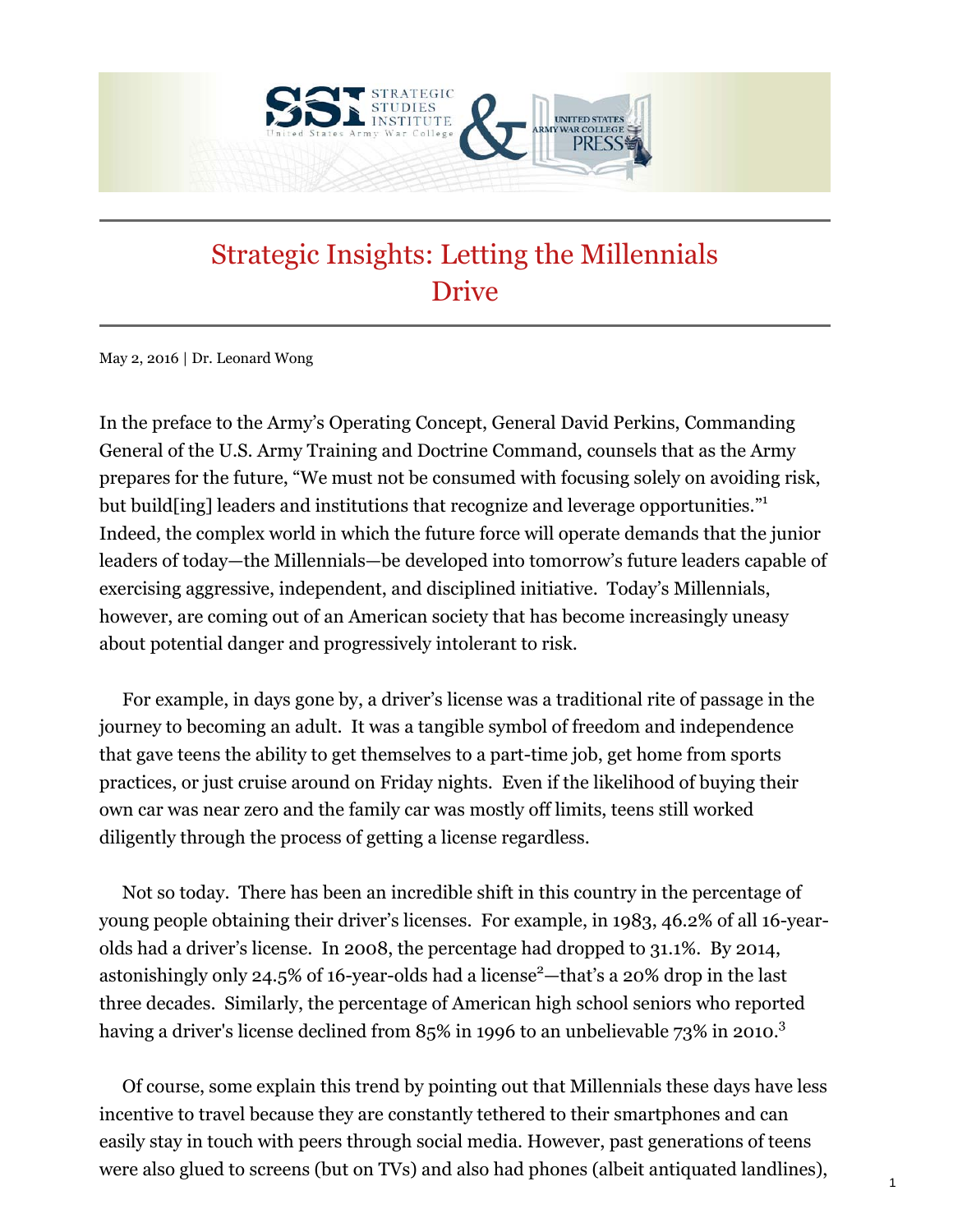# Strategic Insights: Letting the Millennials Drive

May 2, 2016 | Dr. Leonard Wong

In the preface to the Army's Operating Concept, General David Perkins, Commanding General of the U.S. Army Training and Doctrine Command, counsels that as the Army prepares for the future, "We must not be consumed with focusing solely on avoiding risk, but build[ing] leaders and institutions that recognize and leverage opportunities."[1] Indeed, the complex world in which the future force will operate demands that the junior leaders of today—the Millennials—be developed into tomorrow's future leaders capable of exercising aggressive, independent, and disciplined initiative. Today's Millennials, however, are coming out of an American society that has become increasingly uneasy about potential danger and progressively intolerant to risk.

For example, in days gone by, a driver's license was a traditional rite of passage in the journey to becoming an adult. It was a tangible symbol of freedom and independence that gave teens the ability to get themselves to a part-time job, get home from sports practices, or just cruise around on Friday nights. Even if the likelihood of buying their own car was near zero and the family car was mostly off limits, teens still worked diligently through the process of getting a license regardless.

Not so today. There has been an incredible shift in this country in the percentage of young people obtaining their driver's licenses. For example, in 1983, 46.2% of all 16-year-olds had a driver's license. In 2008, the percentage had dropped to 31.1%. By 2014, astonishingly only 24.5% of 16-year-olds had a license[2]—that's a 20% drop in the last three decades. Similarly, the percentage of American high school seniors who reported having a driver's license declined from 85% in 1996 to an unbelievable 73% in 2010.[3]

Of course, some explain this trend by pointing out that Millennials these days have less incentive to travel because they are constantly tethered to their smartphones and can easily stay in touch with peers through social media. However, past generations of teens were also glued to screens (but on TVs) and also had phones (albeit antiquated landlines),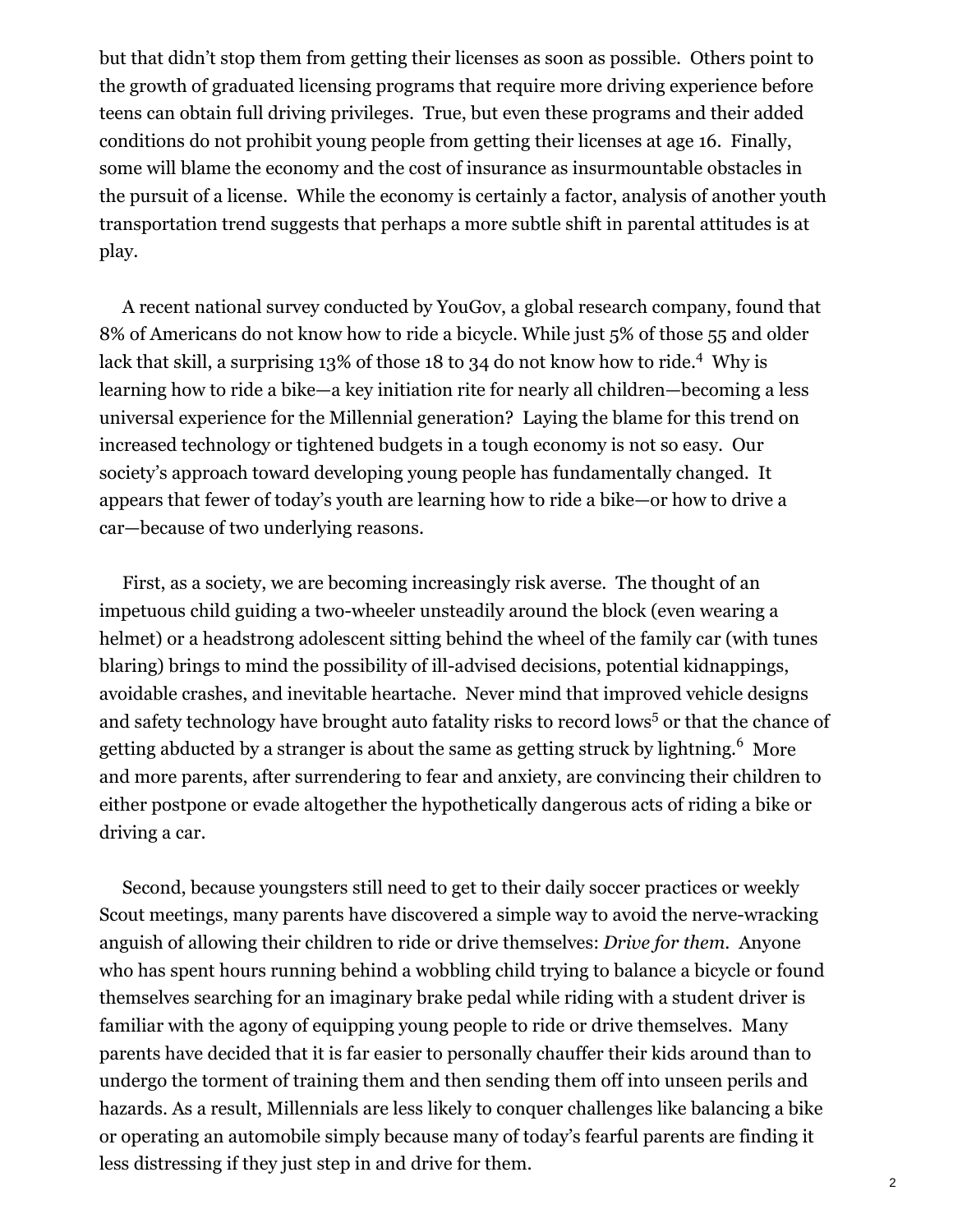but that didn't stop them from getting their licenses as soon as possible. Others point to the growth of graduated licensing programs that require more driving experience before teens can obtain full driving privileges. True, but even these programs and their added conditions do not prohibit young people from getting their licenses at age 16. Finally, some will blame the economy and the cost of insurance as insurmountable obstacles in the pursuit of a license. While the economy is certainly a factor, analysis of another youth transportation trend suggests that perhaps a more subtle shift in parental attitudes is at play.

A recent national survey conducted by YouGov, a global research company, found that 8% of Americans do not know how to ride a bicycle. While just 5% of those 55 and older lack that skill, a surprising 13% of those 18 to 34 do not know how to ride.[4] Why is learning how to ride a bike—a key initiation rite for nearly all children—becoming a less universal experience for the Millennial generation? Laying the blame for this trend on increased technology or tightened budgets in a tough economy is not so easy. Our society's approach toward developing young people has fundamentally changed. It appears that fewer of today's youth are learning how to ride a bike—or how to drive a car—because of two underlying reasons.

First, as a society, we are becoming increasingly risk averse. The thought of an impetuous child guiding a two-wheeler unsteadily around the block (even wearing a helmet) or a headstrong adolescent sitting behind the wheel of the family car (with tunes blaring) brings to mind the possibility of ill-advised decisions, potential kidnappings, avoidable crashes, and inevitable heartache. Never mind that improved vehicle designs and safety technology have brought auto fatality risks to record lows[5] or that the chance of getting abducted by a stranger is about the same as getting struck by lightning.[6] More and more parents, after surrendering to fear and anxiety, are convincing their children to either postpone or evade altogether the hypothetically dangerous acts of riding a bike or driving a car.

Second, because youngsters still need to get to their daily soccer practices or weekly Scout meetings, many parents have discovered a simple way to avoid the nerve-wracking anguish of allowing their children to ride or drive themselves: *Drive for them*. Anyone who has spent hours running behind a wobbling child trying to balance a bicycle or found themselves searching for an imaginary brake pedal while riding with a student driver is familiar with the agony of equipping young people to ride or drive themselves. Many parents have decided that it is far easier to personally chauffer their kids around than to undergo the torment of training them and then sending them off into unseen perils and hazards. As a result, Millennials are less likely to conquer challenges like balancing a bike or operating an automobile simply because many of today's fearful parents are finding it less distressing if they just step in and drive for them.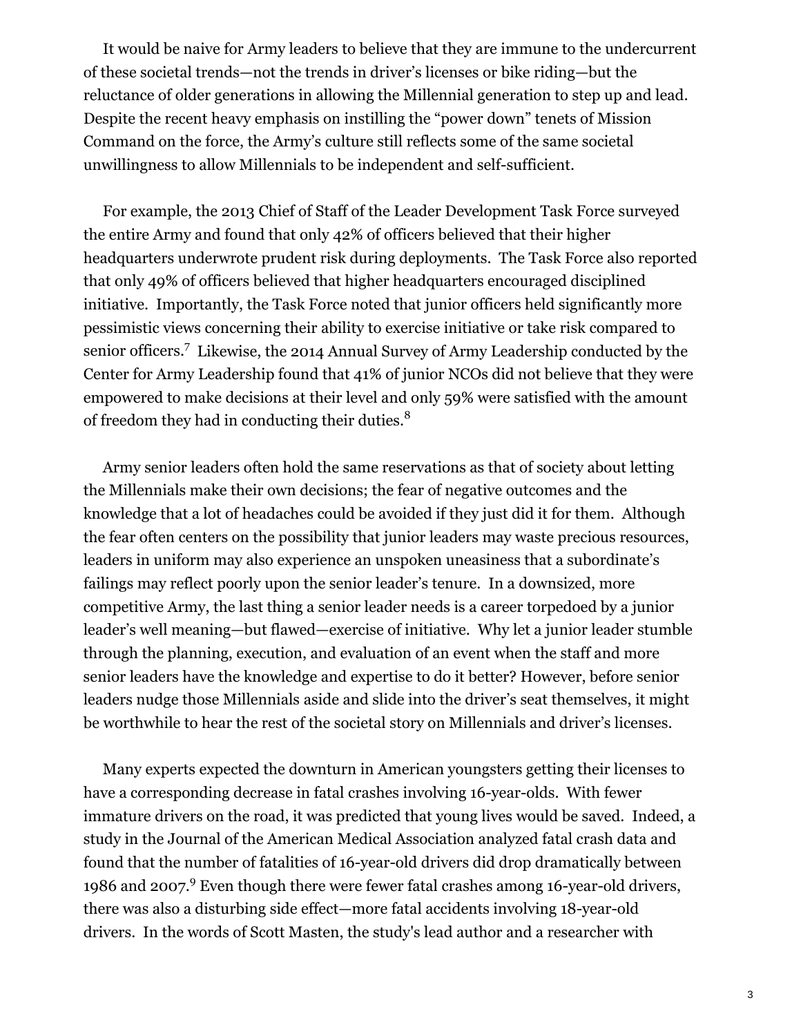It would be naive for Army leaders to believe that they are immune to the undercurrent of these societal trends—not the trends in driver's licenses or bike riding—but the reluctance of older generations in allowing the Millennial generation to step up and lead. Despite the recent heavy emphasis on instilling the "power down" tenets of Mission Command on the force, the Army's culture still reflects some of the same societal unwillingness to allow Millennials to be independent and self-sufficient.

For example, the 2013 Chief of Staff of the Leader Development Task Force surveyed the entire Army and found that only 42% of officers believed that their higher headquarters underwrote prudent risk during deployments. The Task Force also reported that only 49% of officers believed that higher headquarters encouraged disciplined initiative. Importantly, the Task Force noted that junior officers held significantly more pessimistic views concerning their ability to exercise initiative or take risk compared to senior officers.[7] Likewise, the 2014 Annual Survey of Army Leadership conducted by the Center for Army Leadership found that 41% of junior NCOs did not believe that they were empowered to make decisions at their level and only 59% were satisfied with the amount of freedom they had in conducting their duties.[8]

Army senior leaders often hold the same reservations as that of society about letting the Millennials make their own decisions; the fear of negative outcomes and the knowledge that a lot of headaches could be avoided if they just did it for them. Although the fear often centers on the possibility that junior leaders may waste precious resources, leaders in uniform may also experience an unspoken uneasiness that a subordinate's failings may reflect poorly upon the senior leader's tenure. In a downsized, more competitive Army, the last thing a senior leader needs is a career torpedoed by a junior leader's well meaning—but flawed—exercise of initiative. Why let a junior leader stumble through the planning, execution, and evaluation of an event when the staff and more senior leaders have the knowledge and expertise to do it better? However, before senior leaders nudge those Millennials aside and slide into the driver's seat themselves, it might be worthwhile to hear the rest of the societal story on Millennials and driver's licenses.

Many experts expected the downturn in American youngsters getting their licenses to have a corresponding decrease in fatal crashes involving 16-year-olds. With fewer immature drivers on the road, it was predicted that young lives would be saved. Indeed, a study in the Journal of the American Medical Association analyzed fatal crash data and found that the number of fatalities of 16-year-old drivers did drop dramatically between 1986 and 2007.[9] Even though there were fewer fatal crashes among 16-year-old drivers, there was also a disturbing side effect—more fatal accidents involving 18-year-old drivers. In the words of Scott Masten, the study's lead author and a researcher with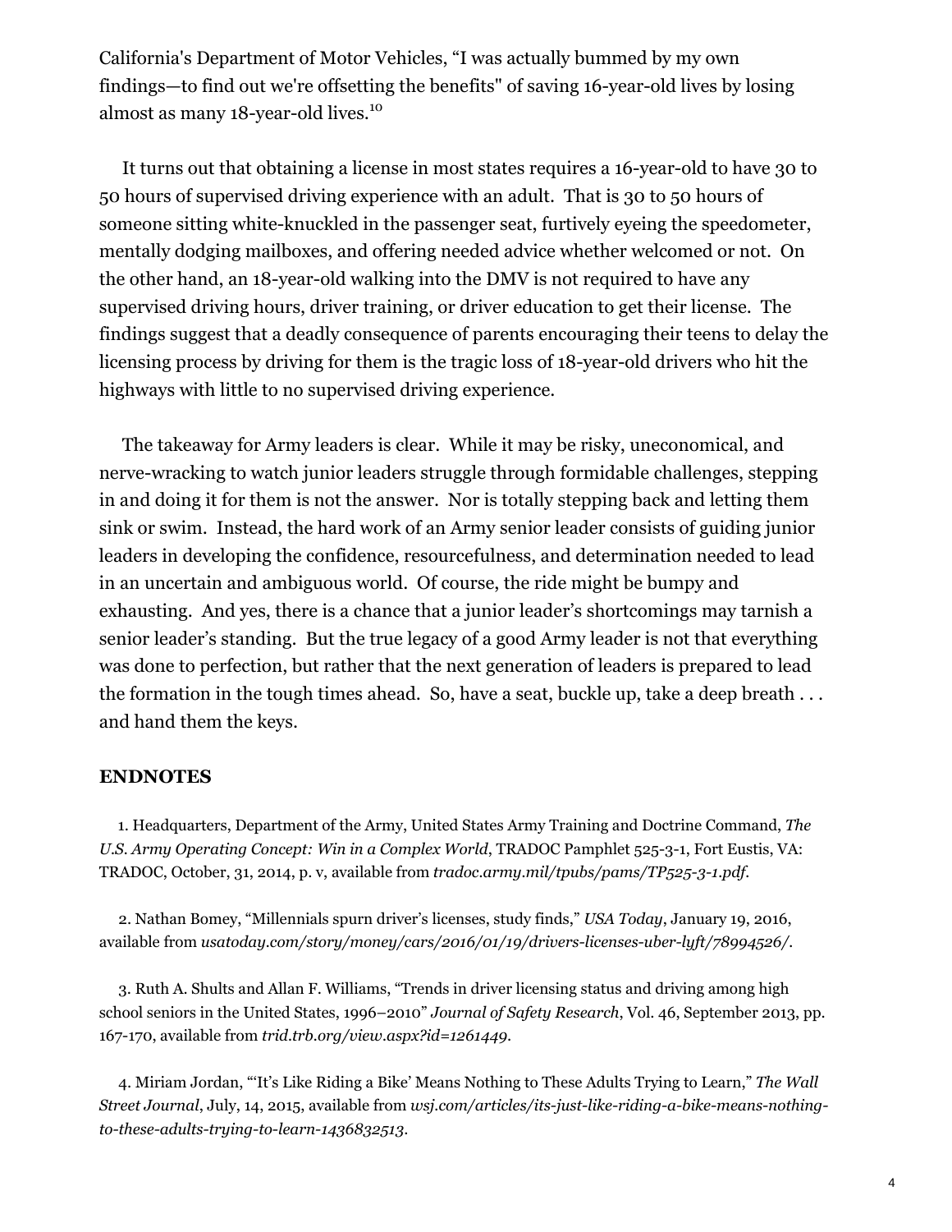California's Department of Motor Vehicles, "I was actually bummed by my own findings—to find out we're offsetting the benefits" of saving 16-year-old lives by losing almost as many 18-year-old lives.[10]

It turns out that obtaining a license in most states requires a 16-year-old to have 30 to 50 hours of supervised driving experience with an adult. That is 30 to 50 hours of someone sitting white-knuckled in the passenger seat, furtively eyeing the speedometer, mentally dodging mailboxes, and offering needed advice whether welcomed or not. On the other hand, an 18-year-old walking into the DMV is not required to have any supervised driving hours, driver training, or driver education to get their license. The findings suggest that a deadly consequence of parents encouraging their teens to delay the licensing process by driving for them is the tragic loss of 18-year-old drivers who hit the highways with little to no supervised driving experience.

The takeaway for Army leaders is clear. While it may be risky, uneconomical, and nerve-wracking to watch junior leaders struggle through formidable challenges, stepping in and doing it for them is not the answer. Nor is totally stepping back and letting them sink or swim. Instead, the hard work of an Army senior leader consists of guiding junior leaders in developing the confidence, resourcefulness, and determination needed to lead in an uncertain and ambiguous world. Of course, the ride might be bumpy and exhausting. And yes, there is a chance that a junior leader's shortcomings may tarnish a senior leader's standing. But the true legacy of a good Army leader is not that everything was done to perfection, but rather that the next generation of leaders is prepared to lead the formation in the tough times ahead. So, have a seat, buckle up, take a deep breath . . . and hand them the keys.

**ENDNOTES**

1. Headquarters, Department of the Army, United States Army Training and Doctrine Command, *The U.S. Army Operating Concept: Win in a Complex World*, TRADOC Pamphlet 525-3-1, Fort Eustis, VA: TRADOC, October, 31, 2014, p. v, available from *tradoc.army.mil/tpubs/pams/TP525-3-1.pdf*.

2. Nathan Bomey, "Millennials spurn driver's licenses, study finds," *USA Today*, January 19, 2016, available from *usatoday.com/story/money/cars/2016/01/19/drivers-licenses-uber-lyft/78994526/*.

3. Ruth A. Shults and Allan F. Williams, "Trends in driver licensing status and driving among high school seniors in the United States, 1996–2010" *Journal of Safety Research*, Vol. 46, September 2013, pp. 167-170, available from *trid.trb.org/view.aspx?id=1261449*.

4. Miriam Jordan, "'It's Like Riding a Bike' Means Nothing to These Adults Trying to Learn," *The Wall Street Journal*, July, 14, 2015, available from *wsj.com/articles/its-just-like-riding-a-bike-means-nothing-to-these-adults-trying-to-learn-1436832513*.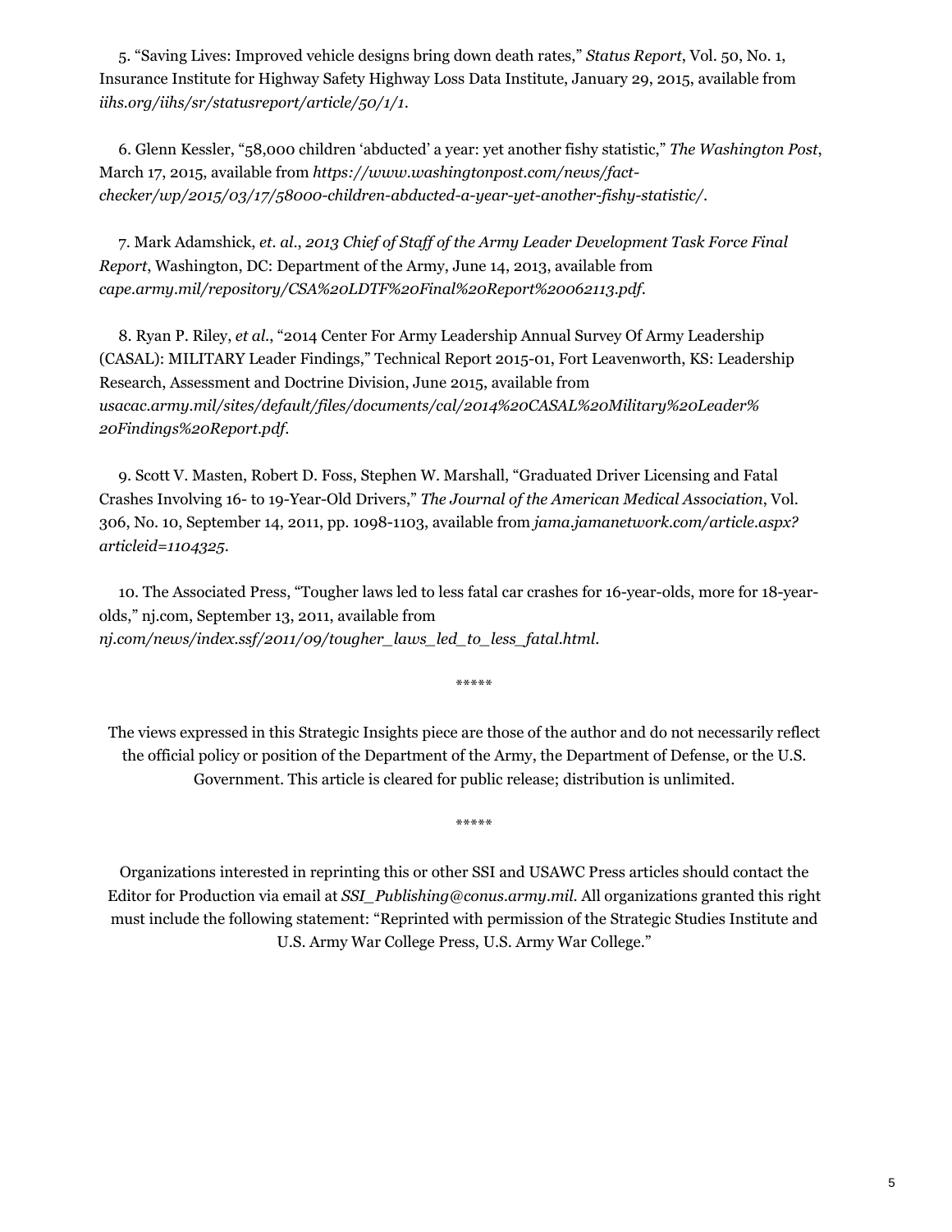5. "Saving Lives: Improved vehicle designs bring down death rates," *Status Report*, Vol. 50, No. 1, Insurance Institute for Highway Safety Highway Loss Data Institute, January 29, 2015, available from *iihs.org/iihs/sr/statusreport/article/50/1/1*.

6. Glenn Kessler, "58,000 children 'abducted' a year: yet another fishy statistic," *The Washington Post*, March 17, 2015, available from *https://www.washingtonpost.com/news/fact-checker/wp/2015/03/17/58000-children-abducted-a-year-yet-another-fishy-statistic/*.

7. Mark Adamshick, *et. al.*, *2013 Chief of Staff of the Army Leader Development Task Force Final Report*, Washington, DC: Department of the Army, June 14, 2013, available from *cape.army.mil/repository/CSA%20LDTF%20Final%20Report%20062113.pdf*.

8. Ryan P. Riley, *et al.*, "2014 Center For Army Leadership Annual Survey Of Army Leadership (CASAL): MILITARY Leader Findings," Technical Report 2015-01, Fort Leavenworth, KS: Leadership Research, Assessment and Doctrine Division, June 2015, available from *usacac.army.mil/sites/default/files/documents/cal/2014%20CASAL%20Military%20Leader%20Findings%20Report.pdf*.

9. Scott V. Masten, Robert D. Foss, Stephen W. Marshall, "Graduated Driver Licensing and Fatal Crashes Involving 16- to 19-Year-Old Drivers," *The Journal of the American Medical Association*, Vol. 306, No. 10, September 14, 2011, pp. 1098-1103, available from *jama.jamanetwork.com/article.aspx?articleid=1104325*.

10. The Associated Press, "Tougher laws led to less fatal car crashes for 16-year-olds, more for 18-year-olds," nj.com, September 13, 2011, available from *nj.com/news/index.ssf/2011/09/tougher_laws_led_to_less_fatal.html*.

*****

The views expressed in this Strategic Insights piece are those of the author and do not necessarily reflect the official policy or position of the Department of the Army, the Department of Defense, or the U.S. Government. This article is cleared for public release; distribution is unlimited.

*****

Organizations interested in reprinting this or other SSI and USAWC Press articles should contact the Editor for Production via email at *SSI_Publishing@conus.army.mil*. All organizations granted this right must include the following statement: "Reprinted with permission of the Strategic Studies Institute and U.S. Army War College Press, U.S. Army War College."